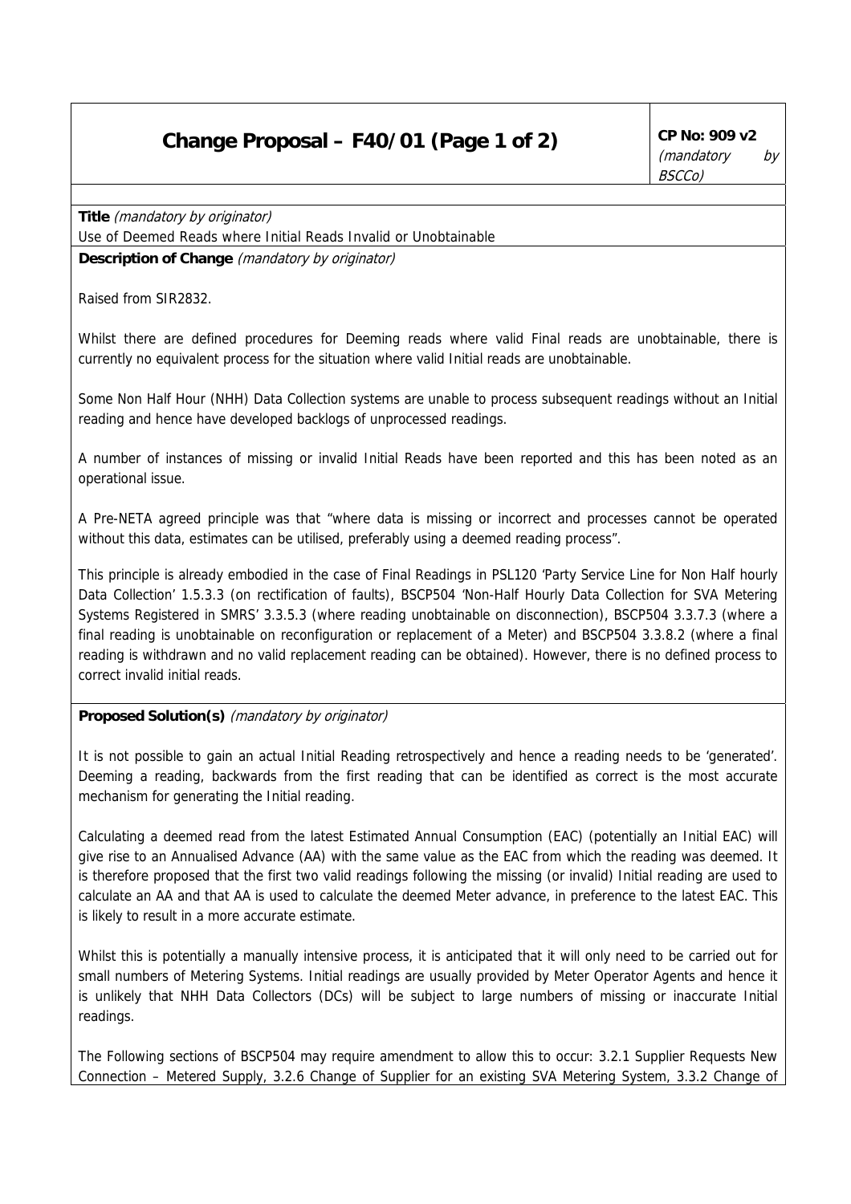# Change Proposal – F40/01 (Page 1 of 2)

**CP No: 909 v2**
*(mandatory by BSCCo)*

**Title** *(mandatory by originator)*

Use of Deemed Reads where Initial Reads Invalid or Unobtainable

**Description of Change** *(mandatory by originator)*

Raised from SIR2832.

Whilst there are defined procedures for Deeming reads where valid Final reads are unobtainable, there is currently no equivalent process for the situation where valid Initial reads are unobtainable.

Some Non Half Hour (NHH) Data Collection systems are unable to process subsequent readings without an Initial reading and hence have developed backlogs of unprocessed readings.

A number of instances of missing or invalid Initial Reads have been reported and this has been noted as an operational issue.

A Pre-NETA agreed principle was that "where data is missing or incorrect and processes cannot be operated without this data, estimates can be utilised, preferably using a deemed reading process".

This principle is already embodied in the case of Final Readings in PSL120 'Party Service Line for Non Half hourly Data Collection' 1.5.3.3 (on rectification of faults), BSCP504 'Non-Half Hourly Data Collection for SVA Metering Systems Registered in SMRS' 3.3.5.3 (where reading unobtainable on disconnection), BSCP504 3.3.7.3 (where a final reading is unobtainable on reconfiguration or replacement of a Meter) and BSCP504 3.3.8.2 (where a final reading is withdrawn and no valid replacement reading can be obtained). However, there is no defined process to correct invalid initial reads.

**Proposed Solution(s)** *(mandatory by originator)*

It is not possible to gain an actual Initial Reading retrospectively and hence a reading needs to be 'generated'. Deeming a reading, backwards from the first reading that can be identified as correct is the most accurate mechanism for generating the Initial reading.

Calculating a deemed read from the latest Estimated Annual Consumption (EAC) (potentially an Initial EAC) will give rise to an Annualised Advance (AA) with the same value as the EAC from which the reading was deemed. It is therefore proposed that the first two valid readings following the missing (or invalid) Initial reading are used to calculate an AA and that AA is used to calculate the deemed Meter advance, in preference to the latest EAC. This is likely to result in a more accurate estimate.

Whilst this is potentially a manually intensive process, it is anticipated that it will only need to be carried out for small numbers of Metering Systems. Initial readings are usually provided by Meter Operator Agents and hence it is unlikely that NHH Data Collectors (DCs) will be subject to large numbers of missing or inaccurate Initial readings.

The Following sections of BSCP504 may require amendment to allow this to occur: 3.2.1 Supplier Requests New Connection – Metered Supply, 3.2.6 Change of Supplier for an existing SVA Metering System, 3.3.2 Change of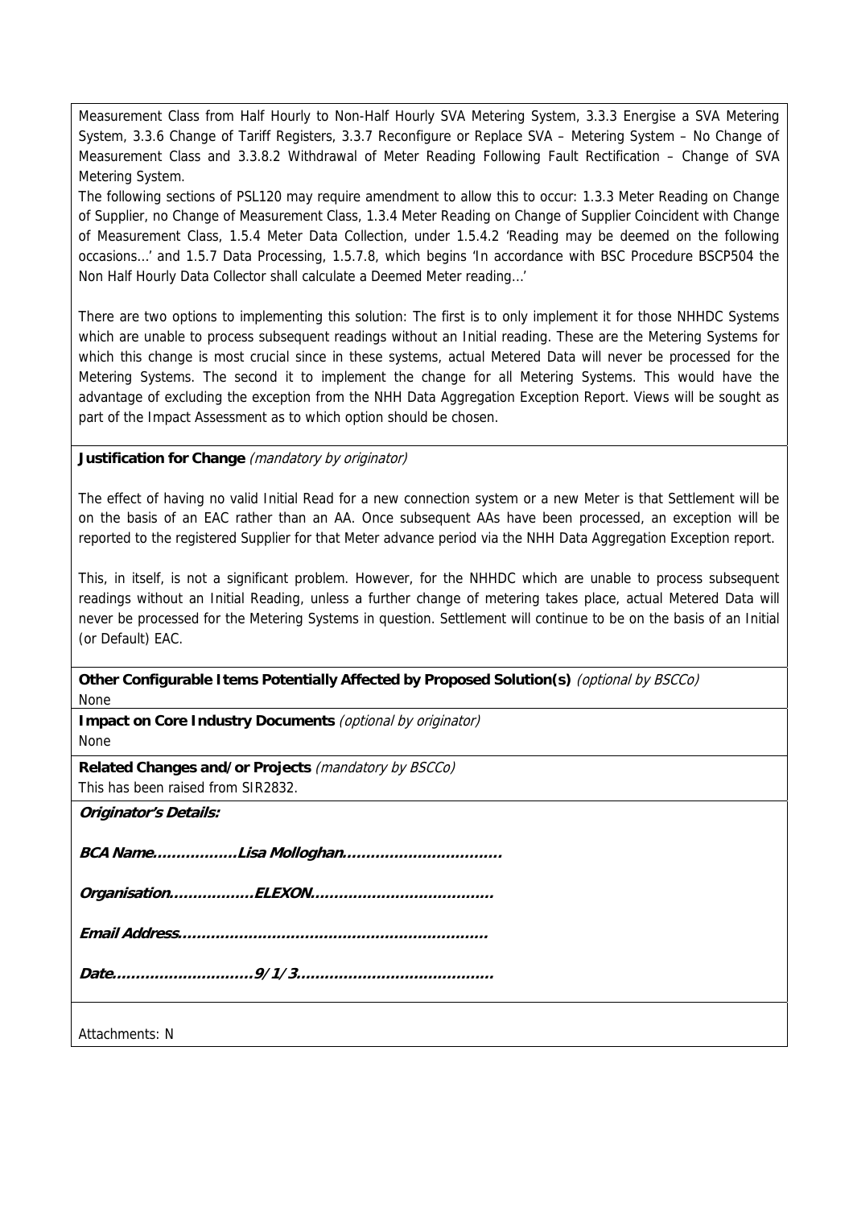Measurement Class from Half Hourly to Non-Half Hourly SVA Metering System, 3.3.3 Energise a SVA Metering System, 3.3.6 Change of Tariff Registers, 3.3.7 Reconfigure or Replace SVA – Metering System – No Change of Measurement Class and 3.3.8.2 Withdrawal of Meter Reading Following Fault Rectification – Change of SVA Metering System.

The following sections of PSL120 may require amendment to allow this to occur: 1.3.3 Meter Reading on Change of Supplier, no Change of Measurement Class, 1.3.4 Meter Reading on Change of Supplier Coincident with Change of Measurement Class, 1.5.4 Meter Data Collection, under 1.5.4.2 'Reading may be deemed on the following occasions…' and 1.5.7 Data Processing, 1.5.7.8, which begins 'In accordance with BSC Procedure BSCP504 the Non Half Hourly Data Collector shall calculate a Deemed Meter reading…'

There are two options to implementing this solution: The first is to only implement it for those NHHDC Systems which are unable to process subsequent readings without an Initial reading. These are the Metering Systems for which this change is most crucial since in these systems, actual Metered Data will never be processed for the Metering Systems. The second it to implement the change for all Metering Systems. This would have the advantage of excluding the exception from the NHH Data Aggregation Exception Report. Views will be sought as part of the Impact Assessment as to which option should be chosen.

**Justification for Change** *(mandatory by originator)*

The effect of having no valid Initial Read for a new connection system or a new Meter is that Settlement will be on the basis of an EAC rather than an AA. Once subsequent AAs have been processed, an exception will be reported to the registered Supplier for that Meter advance period via the NHH Data Aggregation Exception report.

This, in itself, is not a significant problem. However, for the NHHDC which are unable to process subsequent readings without an Initial Reading, unless a further change of metering takes place, actual Metered Data will never be processed for the Metering Systems in question. Settlement will continue to be on the basis of an Initial (or Default) EAC.

**Other Configurable Items Potentially Affected by Proposed Solution(s)** *(optional by BSCCo)*

None

**Impact on Core Industry Documents** *(optional by originator)*

None

**Related Changes and/or Projects** *(mandatory by BSCCo)*

This has been raised from SIR2832.

***Originator's Details:***

***BCA Name………………Lisa Molloghan……………………………***

***Organisation………………ELEXON…………………………………***

***Email Address…………………………………………………………***

***Date…………………………9/1/3……………………………………***

Attachments: N